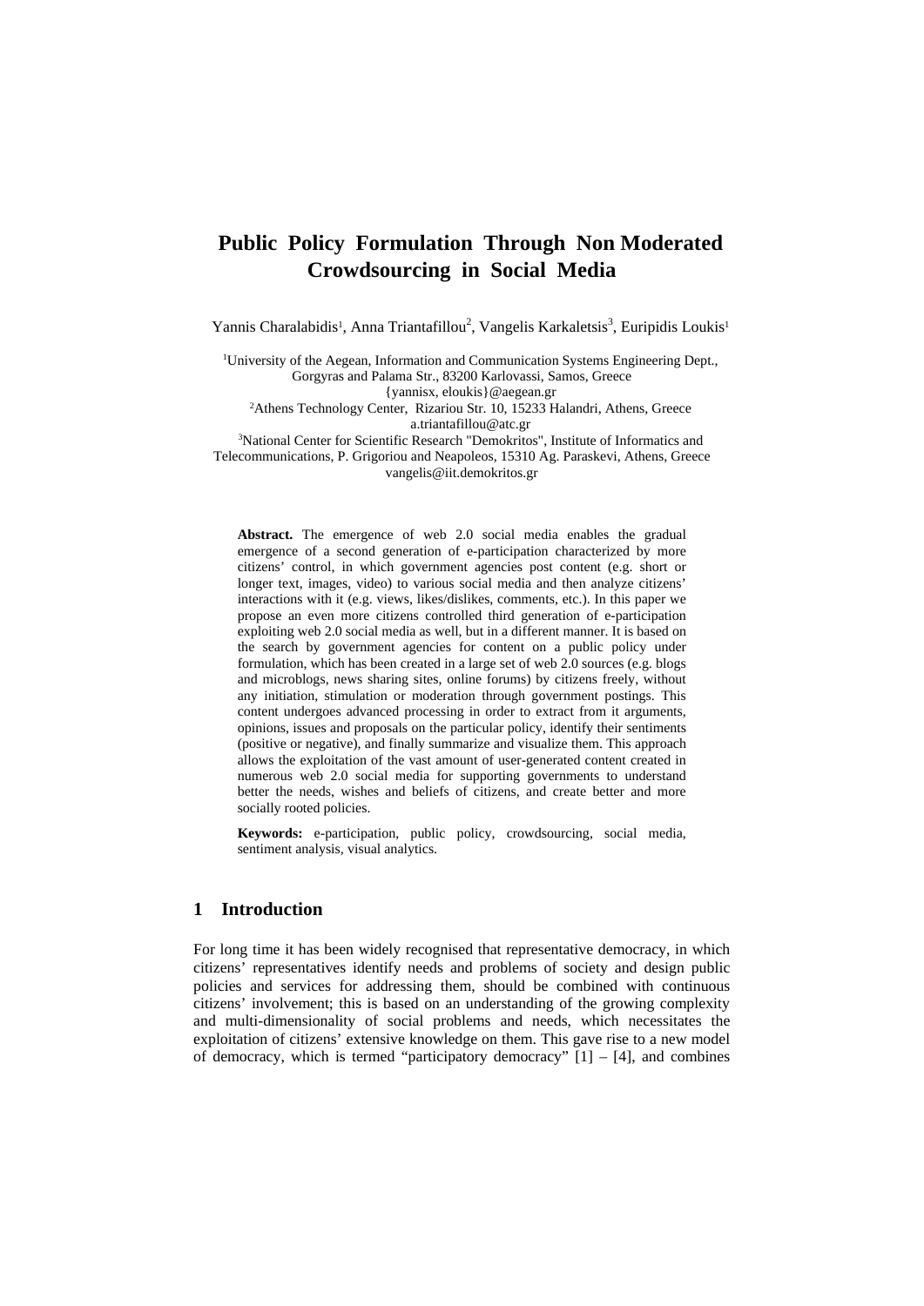# Public Policy Formulation Through Non Moderated Crowdsourcing in Social Media

Yannis Charalabidis[1], Anna Triantafillou[2], Vangelis Karkaletsis[3], Euripidis Loukis[1]

[1]University of the Aegean, Information and Communication Systems Engineering Dept., Gorgyras and Palama Str., 83200 Karlovassi, Samos, Greece
{yannisx, eloukis}@aegean.gr
[2]Athens Technology Center, Rizariou Str. 10, 15233 Halandri, Athens, Greece
a.triantafillou@atc.gr
[3]National Center for Scientific Research "Demokritos", Institute of Informatics and Telecommunications, P. Grigoriou and Neapoleos, 15310 Ag. Paraskevi, Athens, Greece
vangelis@iit.demokritos.gr

**Abstract.** The emergence of web 2.0 social media enables the gradual emergence of a second generation of e-participation characterized by more citizens' control, in which government agencies post content (e.g. short or longer text, images, video) to various social media and then analyze citizens' interactions with it (e.g. views, likes/dislikes, comments, etc.). In this paper we propose an even more citizens controlled third generation of e-participation exploiting web 2.0 social media as well, but in a different manner. It is based on the search by government agencies for content on a public policy under formulation, which has been created in a large set of web 2.0 sources (e.g. blogs and microblogs, news sharing sites, online forums) by citizens freely, without any initiation, stimulation or moderation through government postings. This content undergoes advanced processing in order to extract from it arguments, opinions, issues and proposals on the particular policy, identify their sentiments (positive or negative), and finally summarize and visualize them. This approach allows the exploitation of the vast amount of user-generated content created in numerous web 2.0 social media for supporting governments to understand better the needs, wishes and beliefs of citizens, and create better and more socially rooted policies.

**Keywords:** e-participation, public policy, crowdsourcing, social media, sentiment analysis, visual analytics.

## 1 Introduction

For long time it has been widely recognised that representative democracy, in which citizens' representatives identify needs and problems of society and design public policies and services for addressing them, should be combined with continuous citizens' involvement; this is based on an understanding of the growing complexity and multi-dimensionality of social problems and needs, which necessitates the exploitation of citizens' extensive knowledge on them. This gave rise to a new model of democracy, which is termed "participatory democracy" [1] – [4], and combines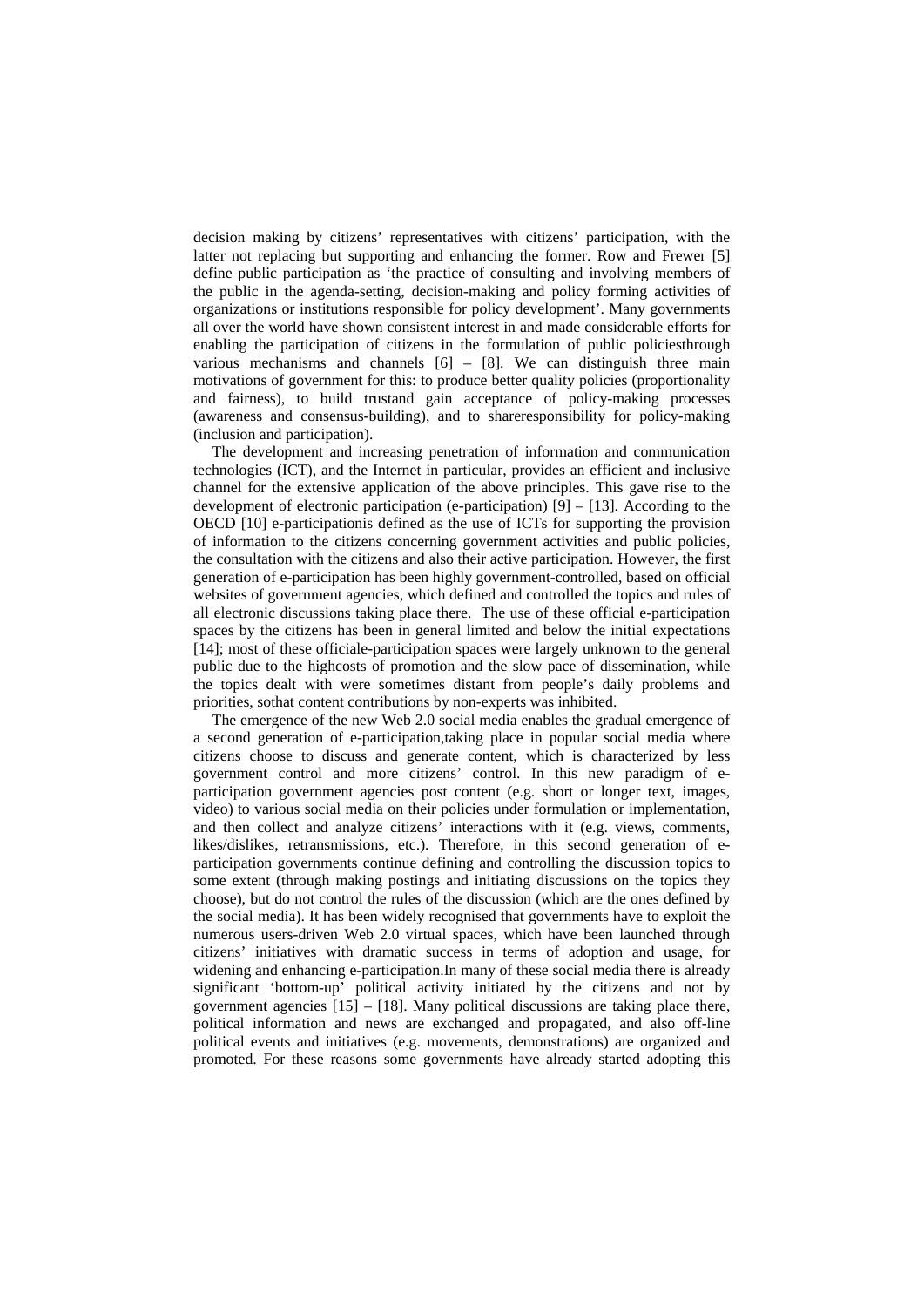decision making by citizens' representatives with citizens' participation, with the latter not replacing but supporting and enhancing the former. Row and Frewer [5] define public participation as 'the practice of consulting and involving members of the public in the agenda-setting, decision-making and policy forming activities of organizations or institutions responsible for policy development'. Many governments all over the world have shown consistent interest in and made considerable efforts for enabling the participation of citizens in the formulation of public policiesthrough various mechanisms and channels [6] – [8]. We can distinguish three main motivations of government for this: to produce better quality policies (proportionality and fairness), to build trustand gain acceptance of policy-making processes (awareness and consensus-building), and to shareresponsibility for policy-making (inclusion and participation).

The development and increasing penetration of information and communication technologies (ICT), and the Internet in particular, provides an efficient and inclusive channel for the extensive application of the above principles. This gave rise to the development of electronic participation (e-participation) [9] – [13]. According to the OECD [10] e-participationis defined as the use of ICTs for supporting the provision of information to the citizens concerning government activities and public policies, the consultation with the citizens and also their active participation. However, the first generation of e-participation has been highly government-controlled, based on official websites of government agencies, which defined and controlled the topics and rules of all electronic discussions taking place there. The use of these official e-participation spaces by the citizens has been in general limited and below the initial expectations [14]; most of these officiale-participation spaces were largely unknown to the general public due to the highcosts of promotion and the slow pace of dissemination, while the topics dealt with were sometimes distant from people's daily problems and priorities, sothat content contributions by non-experts was inhibited.

The emergence of the new Web 2.0 social media enables the gradual emergence of a second generation of e-participation,taking place in popular social media where citizens choose to discuss and generate content, which is characterized by less government control and more citizens' control. In this new paradigm of e-participation government agencies post content (e.g. short or longer text, images, video) to various social media on their policies under formulation or implementation, and then collect and analyze citizens' interactions with it (e.g. views, comments, likes/dislikes, retransmissions, etc.). Therefore, in this second generation of e-participation governments continue defining and controlling the discussion topics to some extent (through making postings and initiating discussions on the topics they choose), but do not control the rules of the discussion (which are the ones defined by the social media). It has been widely recognised that governments have to exploit the numerous users-driven Web 2.0 virtual spaces, which have been launched through citizens' initiatives with dramatic success in terms of adoption and usage, for widening and enhancing e-participation.In many of these social media there is already significant 'bottom-up' political activity initiated by the citizens and not by government agencies [15] – [18]. Many political discussions are taking place there, political information and news are exchanged and propagated, and also off-line political events and initiatives (e.g. movements, demonstrations) are organized and promoted. For these reasons some governments have already started adopting this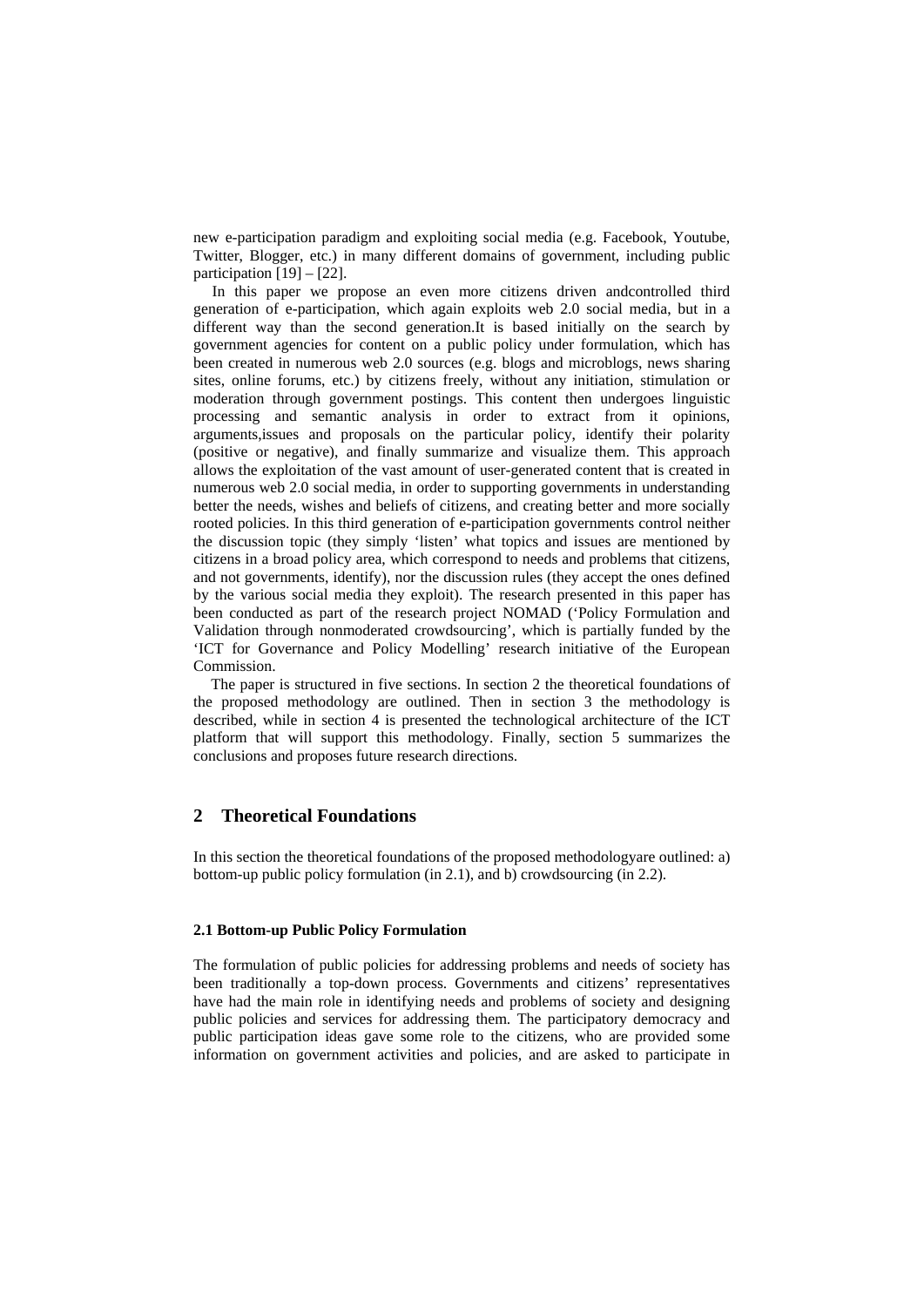new e-participation paradigm and exploiting social media (e.g. Facebook, Youtube, Twitter, Blogger, etc.) in many different domains of government, including public participation [19] – [22].

In this paper we propose an even more citizens driven andcontrolled third generation of e-participation, which again exploits web 2.0 social media, but in a different way than the second generation.It is based initially on the search by government agencies for content on a public policy under formulation, which has been created in numerous web 2.0 sources (e.g. blogs and microblogs, news sharing sites, online forums, etc.) by citizens freely, without any initiation, stimulation or moderation through government postings. This content then undergoes linguistic processing and semantic analysis in order to extract from it opinions, arguments,issues and proposals on the particular policy, identify their polarity (positive or negative), and finally summarize and visualize them. This approach allows the exploitation of the vast amount of user-generated content that is created in numerous web 2.0 social media, in order to supporting governments in understanding better the needs, wishes and beliefs of citizens, and creating better and more socially rooted policies. In this third generation of e-participation governments control neither the discussion topic (they simply 'listen' what topics and issues are mentioned by citizens in a broad policy area, which correspond to needs and problems that citizens, and not governments, identify), nor the discussion rules (they accept the ones defined by the various social media they exploit). The research presented in this paper has been conducted as part of the research project NOMAD ('Policy Formulation and Validation through nonmoderated crowdsourcing', which is partially funded by the 'ICT for Governance and Policy Modelling' research initiative of the European Commission.

The paper is structured in five sections. In section 2 the theoretical foundations of the proposed methodology are outlined. Then in section 3 the methodology is described, while in section 4 is presented the technological architecture of the ICT platform that will support this methodology. Finally, section 5 summarizes the conclusions and proposes future research directions.

## 2 Theoretical Foundations

In this section the theoretical foundations of the proposed methodologyare outlined: a) bottom-up public policy formulation (in 2.1), and b) crowdsourcing (in 2.2).

### 2.1 Bottom-up Public Policy Formulation

The formulation of public policies for addressing problems and needs of society has been traditionally a top-down process. Governments and citizens' representatives have had the main role in identifying needs and problems of society and designing public policies and services for addressing them. The participatory democracy and public participation ideas gave some role to the citizens, who are provided some information on government activities and policies, and are asked to participate in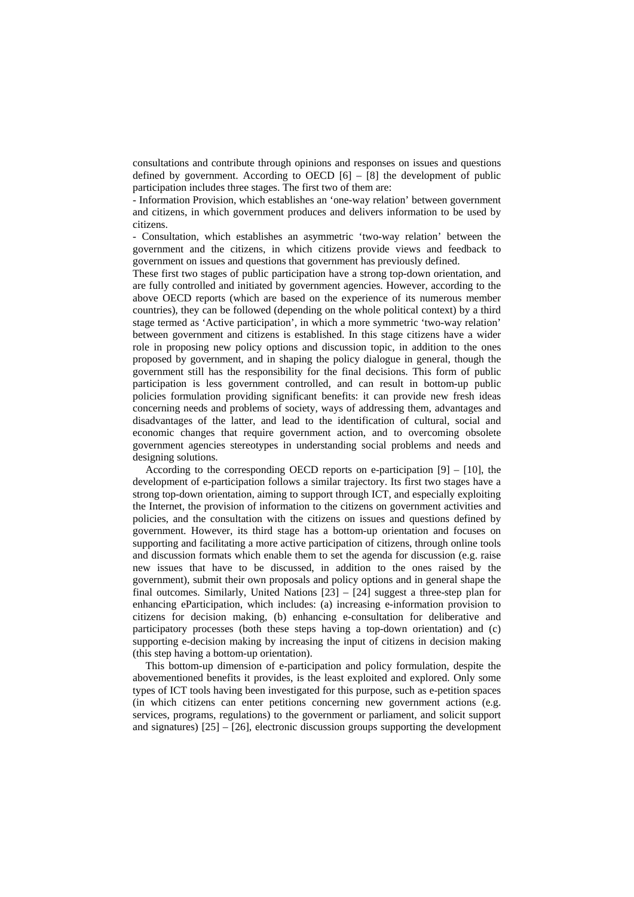consultations and contribute through opinions and responses on issues and questions defined by government. According to OECD [6] – [8] the development of public participation includes three stages. The first two of them are:

- Information Provision, which establishes an 'one-way relation' between government and citizens, in which government produces and delivers information to be used by citizens.
- Consultation, which establishes an asymmetric 'two-way relation' between the government and the citizens, in which citizens provide views and feedback to government on issues and questions that government has previously defined.

These first two stages of public participation have a strong top-down orientation, and are fully controlled and initiated by government agencies. However, according to the above OECD reports (which are based on the experience of its numerous member countries), they can be followed (depending on the whole political context) by a third stage termed as 'Active participation', in which a more symmetric 'two-way relation' between government and citizens is established. In this stage citizens have a wider role in proposing new policy options and discussion topic, in addition to the ones proposed by government, and in shaping the policy dialogue in general, though the government still has the responsibility for the final decisions. This form of public participation is less government controlled, and can result in bottom-up public policies formulation providing significant benefits: it can provide new fresh ideas concerning needs and problems of society, ways of addressing them, advantages and disadvantages of the latter, and lead to the identification of cultural, social and economic changes that require government action, and to overcoming obsolete government agencies stereotypes in understanding social problems and needs and designing solutions.

According to the corresponding OECD reports on e-participation [9] – [10], the development of e-participation follows a similar trajectory. Its first two stages have a strong top-down orientation, aiming to support through ICT, and especially exploiting the Internet, the provision of information to the citizens on government activities and policies, and the consultation with the citizens on issues and questions defined by government. However, its third stage has a bottom-up orientation and focuses on supporting and facilitating a more active participation of citizens, through online tools and discussion formats which enable them to set the agenda for discussion (e.g. raise new issues that have to be discussed, in addition to the ones raised by the government), submit their own proposals and policy options and in general shape the final outcomes. Similarly, United Nations [23] – [24] suggest a three-step plan for enhancing eParticipation, which includes: (a) increasing e-information provision to citizens for decision making, (b) enhancing e-consultation for deliberative and participatory processes (both these steps having a top-down orientation) and (c) supporting e-decision making by increasing the input of citizens in decision making (this step having a bottom-up orientation).

This bottom-up dimension of e-participation and policy formulation, despite the abovementioned benefits it provides, is the least exploited and explored. Only some types of ICT tools having been investigated for this purpose, such as e-petition spaces (in which citizens can enter petitions concerning new government actions (e.g. services, programs, regulations) to the government or parliament, and solicit support and signatures) [25] – [26], electronic discussion groups supporting the development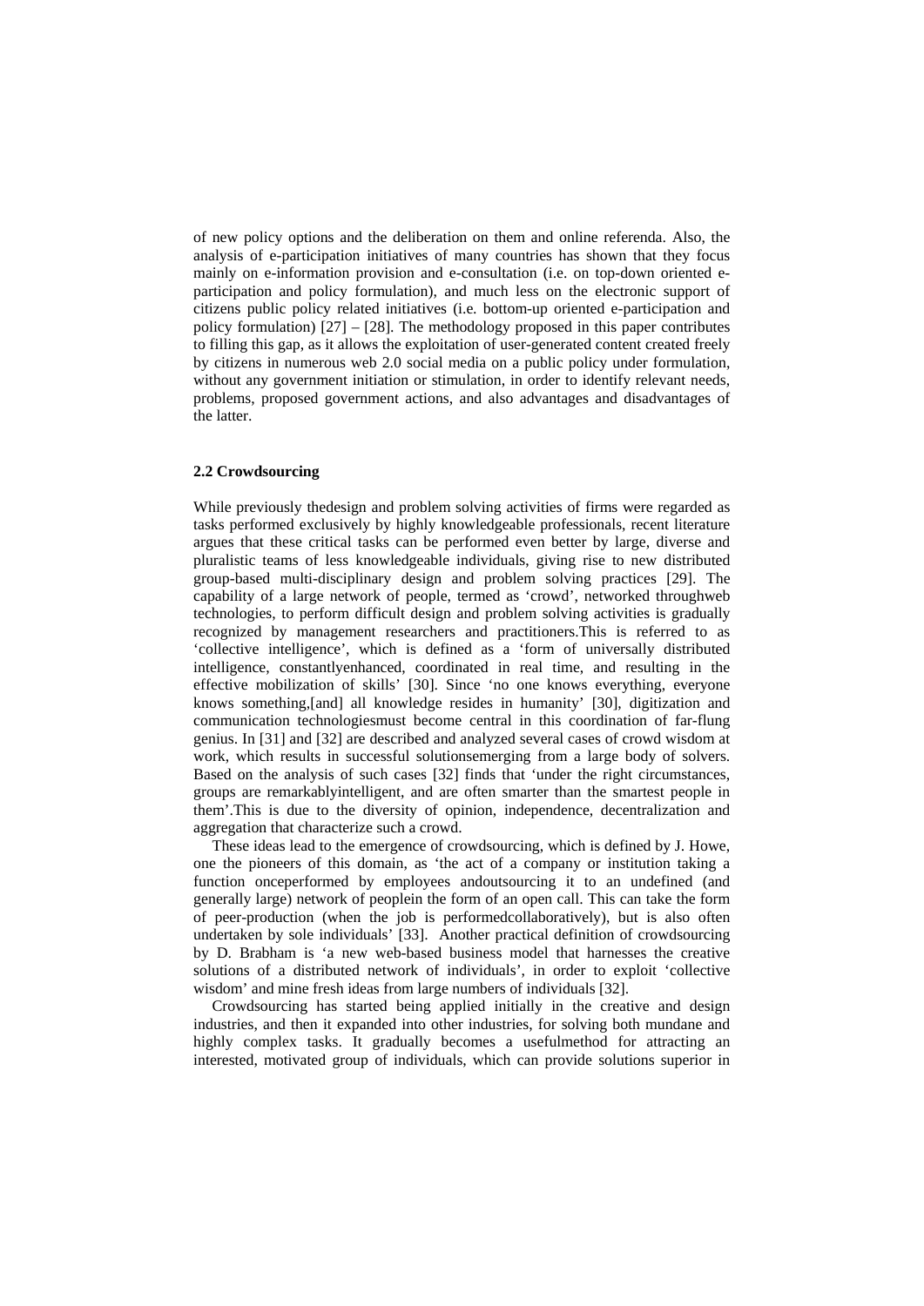of new policy options and the deliberation on them and online referenda. Also, the analysis of e-participation initiatives of many countries has shown that they focus mainly on e-information provision and e-consultation (i.e. on top-down oriented e-participation and policy formulation), and much less on the electronic support of citizens public policy related initiatives (i.e. bottom-up oriented e-participation and policy formulation) [27] – [28]. The methodology proposed in this paper contributes to filling this gap, as it allows the exploitation of user-generated content created freely by citizens in numerous web 2.0 social media on a public policy under formulation, without any government initiation or stimulation, in order to identify relevant needs, problems, proposed government actions, and also advantages and disadvantages of the latter.

### 2.2 Crowdsourcing

While previously thedesign and problem solving activities of firms were regarded as tasks performed exclusively by highly knowledgeable professionals, recent literature argues that these critical tasks can be performed even better by large, diverse and pluralistic teams of less knowledgeable individuals, giving rise to new distributed group-based multi-disciplinary design and problem solving practices [29]. The capability of a large network of people, termed as 'crowd', networked throughweb technologies, to perform difficult design and problem solving activities is gradually recognized by management researchers and practitioners.This is referred to as 'collective intelligence', which is defined as a 'form of universally distributed intelligence, constantlyenhanced, coordinated in real time, and resulting in the effective mobilization of skills' [30]. Since 'no one knows everything, everyone knows something,[and] all knowledge resides in humanity' [30], digitization and communication technologiesmust become central in this coordination of far-flung genius. In [31] and [32] are described and analyzed several cases of crowd wisdom at work, which results in successful solutionsemerging from a large body of solvers. Based on the analysis of such cases [32] finds that 'under the right circumstances, groups are remarkablyintelligent, and are often smarter than the smartest people in them'.This is due to the diversity of opinion, independence, decentralization and aggregation that characterize such a crowd.

These ideas lead to the emergence of crowdsourcing, which is defined by J. Howe, one the pioneers of this domain, as 'the act of a company or institution taking a function onceperformed by employees andoutsourcing it to an undefined (and generally large) network of peoplein the form of an open call. This can take the form of peer-production (when the job is performedcollaboratively), but is also often undertaken by sole individuals' [33]. Another practical definition of crowdsourcing by D. Brabham is 'a new web-based business model that harnesses the creative solutions of a distributed network of individuals', in order to exploit 'collective wisdom' and mine fresh ideas from large numbers of individuals [32].

Crowdsourcing has started being applied initially in the creative and design industries, and then it expanded into other industries, for solving both mundane and highly complex tasks. It gradually becomes a usefulmethod for attracting an interested, motivated group of individuals, which can provide solutions superior in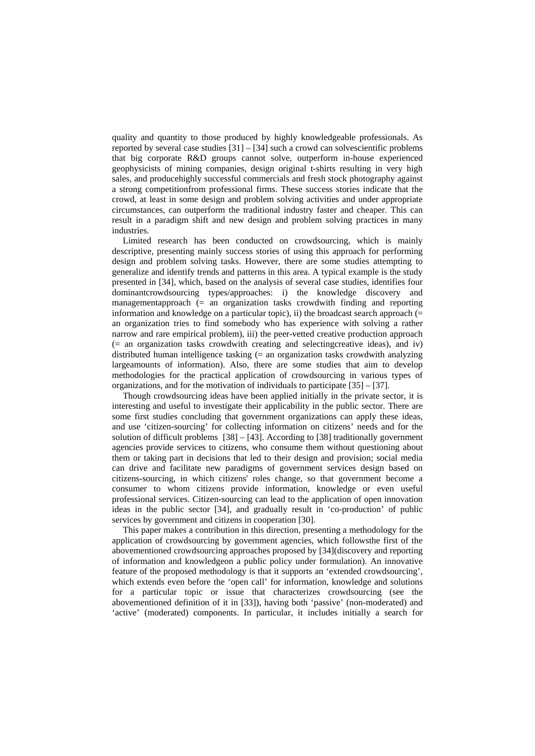quality and quantity to those produced by highly knowledgeable professionals. As reported by several case studies [31] – [34] such a crowd can solvescientific problems that big corporate R&D groups cannot solve, outperform in-house experienced geophysicists of mining companies, design original t-shirts resulting in very high sales, and producehighly successful commercials and fresh stock photography against a strong competitionfrom professional firms. These success stories indicate that the crowd, at least in some design and problem solving activities and under appropriate circumstances, can outperform the traditional industry faster and cheaper. This can result in a paradigm shift and new design and problem solving practices in many industries.

Limited research has been conducted on crowdsourcing, which is mainly descriptive, presenting mainly success stories of using this approach for performing design and problem solving tasks. However, there are some studies attempting to generalize and identify trends and patterns in this area. A typical example is the study presented in [34], which, based on the analysis of several case studies, identifies four dominantcrowdsourcing types/approaches: i) the knowledge discovery and managementapproach (= an organization tasks crowdwith finding and reporting information and knowledge on a particular topic), ii) the broadcast search approach (= an organization tries to find somebody who has experience with solving a rather narrow and rare empirical problem), iii) the peer-vetted creative production approach (= an organization tasks crowdwith creating and selectingcreative ideas), and iv) distributed human intelligence tasking (= an organization tasks crowdwith analyzing largeamounts of information). Also, there are some studies that aim to develop methodologies for the practical application of crowdsourcing in various types of organizations, and for the motivation of individuals to participate [35] – [37].

Though crowdsourcing ideas have been applied initially in the private sector, it is interesting and useful to investigate their applicability in the public sector. There are some first studies concluding that government organizations can apply these ideas, and use 'citizen-sourcing' for collecting information on citizens' needs and for the solution of difficult problems [38] – [43]. According to [38] traditionally government agencies provide services to citizens, who consume them without questioning about them or taking part in decisions that led to their design and provision; social media can drive and facilitate new paradigms of government services design based on citizens-sourcing, in which citizens' roles change, so that government become a consumer to whom citizens provide information, knowledge or even useful professional services. Citizen-sourcing can lead to the application of open innovation ideas in the public sector [34], and gradually result in 'co-production' of public services by government and citizens in cooperation [30].

This paper makes a contribution in this direction, presenting a methodology for the application of crowdsourcing by government agencies, which followsthe first of the abovementioned crowdsourcing approaches proposed by [34](discovery and reporting of information and knowledgeon a public policy under formulation). An innovative feature of the proposed methodology is that it supports an 'extended crowdsourcing', which extends even before the 'open call' for information, knowledge and solutions for a particular topic or issue that characterizes crowdsourcing (see the abovementioned definition of it in [33]), having both 'passive' (non-moderated) and 'active' (moderated) components. In particular, it includes initially a search for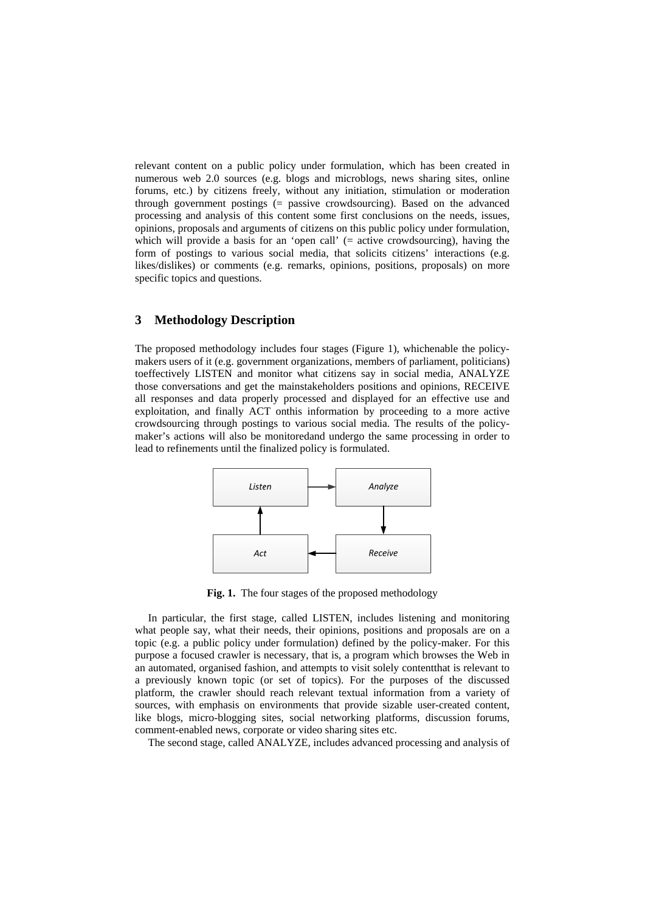relevant content on a public policy under formulation, which has been created in numerous web 2.0 sources (e.g. blogs and microblogs, news sharing sites, online forums, etc.) by citizens freely, without any initiation, stimulation or moderation through government postings (= passive crowdsourcing). Based on the advanced processing and analysis of this content some first conclusions on the needs, issues, opinions, proposals and arguments of citizens on this public policy under formulation, which will provide a basis for an 'open call' (= active crowdsourcing), having the form of postings to various social media, that solicits citizens' interactions (e.g. likes/dislikes) or comments (e.g. remarks, opinions, positions, proposals) on more specific topics and questions.

## 3 Methodology Description

The proposed methodology includes four stages (Figure 1), whichenable the policy-makers users of it (e.g. government organizations, members of parliament, politicians) toeffectively LISTEN and monitor what citizens say in social media, ANALYZE those conversations and get the mainstakeholders positions and opinions, RECEIVE all responses and data properly processed and displayed for an effective use and exploitation, and finally ACT onthis information by proceeding to a more active crowdsourcing through postings to various social media. The results of the policy-maker's actions will also be monitoredand undergo the same processing in order to lead to refinements until the finalized policy is formulated.

*Listen*

*Analyze*

*Act*

*Receive*

**Fig. 1.** The four stages of the proposed methodology

In particular, the first stage, called LISTEN, includes listening and monitoring what people say, what their needs, their opinions, positions and proposals are on a topic (e.g. a public policy under formulation) defined by the policy-maker. For this purpose a focused crawler is necessary, that is, a program which browses the Web in an automated, organised fashion, and attempts to visit solely contentthat is relevant to a previously known topic (or set of topics). For the purposes of the discussed platform, the crawler should reach relevant textual information from a variety of sources, with emphasis on environments that provide sizable user-created content, like blogs, micro-blogging sites, social networking platforms, discussion forums, comment-enabled news, corporate or video sharing sites etc.

The second stage, called ANALYZE, includes advanced processing and analysis of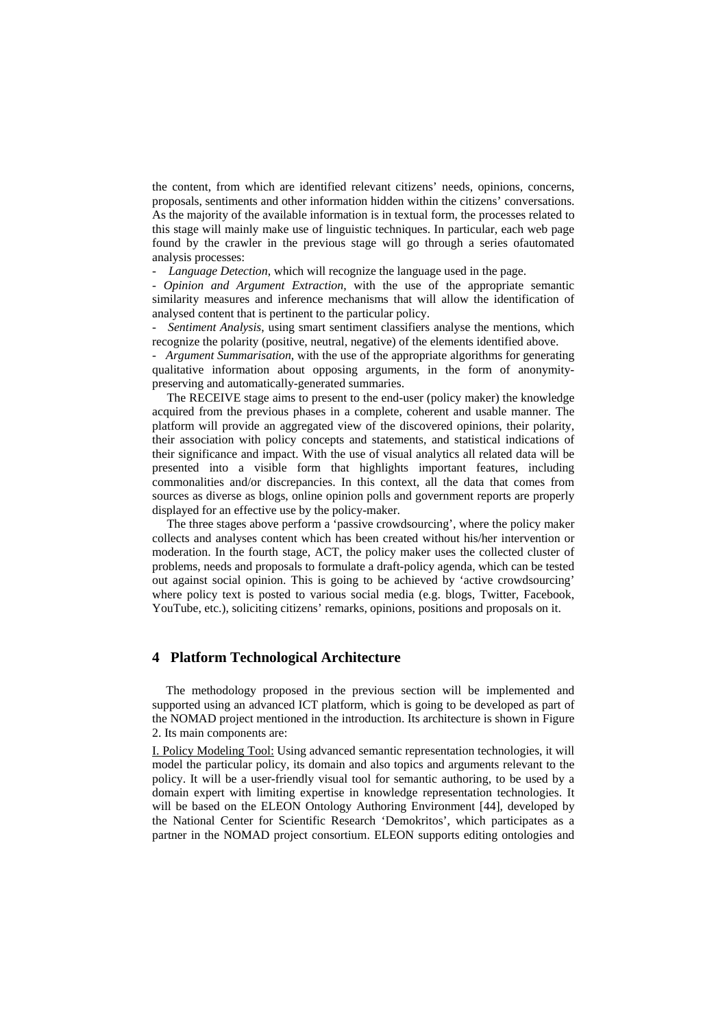the content, from which are identified relevant citizens' needs, opinions, concerns, proposals, sentiments and other information hidden within the citizens' conversations. As the majority of the available information is in textual form, the processes related to this stage will mainly make use of linguistic techniques. In particular, each web page found by the crawler in the previous stage will go through a series ofautomated analysis processes:

- *Language Detection*, which will recognize the language used in the page.
- *Opinion and Argument Extraction*, with the use of the appropriate semantic similarity measures and inference mechanisms that will allow the identification of analysed content that is pertinent to the particular policy.
- *Sentiment Analysis*, using smart sentiment classifiers analyse the mentions, which recognize the polarity (positive, neutral, negative) of the elements identified above.
- *Argument Summarisation*, with the use of the appropriate algorithms for generating qualitative information about opposing arguments, in the form of anonymity-preserving and automatically-generated summaries.

The RECEIVE stage aims to present to the end-user (policy maker) the knowledge acquired from the previous phases in a complete, coherent and usable manner. The platform will provide an aggregated view of the discovered opinions, their polarity, their association with policy concepts and statements, and statistical indications of their significance and impact. With the use of visual analytics all related data will be presented into a visible form that highlights important features, including commonalities and/or discrepancies. In this context, all the data that comes from sources as diverse as blogs, online opinion polls and government reports are properly displayed for an effective use by the policy-maker.

The three stages above perform a 'passive crowdsourcing', where the policy maker collects and analyses content which has been created without his/her intervention or moderation. In the fourth stage, ACT, the policy maker uses the collected cluster of problems, needs and proposals to formulate a draft-policy agenda, which can be tested out against social opinion. This is going to be achieved by 'active crowdsourcing' where policy text is posted to various social media (e.g. blogs, Twitter, Facebook, YouTube, etc.), soliciting citizens' remarks, opinions, positions and proposals on it.

## 4 Platform Technological Architecture

The methodology proposed in the previous section will be implemented and supported using an advanced ICT platform, which is going to be developed as part of the NOMAD project mentioned in the introduction. Its architecture is shown in Figure 2. Its main components are:

I. Policy Modeling Tool: Using advanced semantic representation technologies, it will model the particular policy, its domain and also topics and arguments relevant to the policy. It will be a user-friendly visual tool for semantic authoring, to be used by a domain expert with limiting expertise in knowledge representation technologies. It will be based on the ELEON Ontology Authoring Environment [44], developed by the National Center for Scientific Research 'Demokritos', which participates as a partner in the NOMAD project consortium. ELEON supports editing ontologies and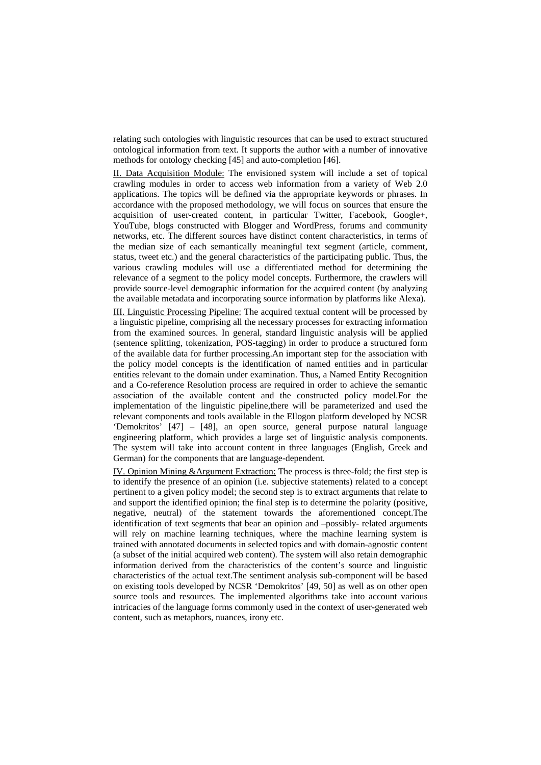relating such ontologies with linguistic resources that can be used to extract structured ontological information from text. It supports the author with a number of innovative methods for ontology checking [45] and auto-completion [46].

<u>II. Data Acquisition Module:</u> The envisioned system will include a set of topical crawling modules in order to access web information from a variety of Web 2.0 applications. The topics will be defined via the appropriate keywords or phrases. In accordance with the proposed methodology, we will focus on sources that ensure the acquisition of user-created content, in particular Twitter, Facebook, Google+, YouTube, blogs constructed with Blogger and WordPress, forums and community networks, etc. The different sources have distinct content characteristics, in terms of the median size of each semantically meaningful text segment (article, comment, status, tweet etc.) and the general characteristics of the participating public. Thus, the various crawling modules will use a differentiated method for determining the relevance of a segment to the policy model concepts. Furthermore, the crawlers will provide source-level demographic information for the acquired content (by analyzing the available metadata and incorporating source information by platforms like Alexa).

<u>III. Linguistic Processing Pipeline:</u> The acquired textual content will be processed by a linguistic pipeline, comprising all the necessary processes for extracting information from the examined sources. In general, standard linguistic analysis will be applied (sentence splitting, tokenization, POS-tagging) in order to produce a structured form of the available data for further processing.An important step for the association with the policy model concepts is the identification of named entities and in particular entities relevant to the domain under examination. Thus, a Named Entity Recognition and a Co-reference Resolution process are required in order to achieve the semantic association of the available content and the constructed policy model.For the implementation of the linguistic pipeline,there will be parameterized and used the relevant components and tools available in the Ellogon platform developed by NCSR 'Demokritos' [47] – [48], an open source, general purpose natural language engineering platform, which provides a large set of linguistic analysis components. The system will take into account content in three languages (English, Greek and German) for the components that are language-dependent.

<u>IV. Opinion Mining &Argument Extraction:</u> The process is three-fold; the first step is to identify the presence of an opinion (i.e. subjective statements) related to a concept pertinent to a given policy model; the second step is to extract arguments that relate to and support the identified opinion; the final step is to determine the polarity (positive, negative, neutral) of the statement towards the aforementioned concept.The identification of text segments that bear an opinion and –possibly- related arguments will rely on machine learning techniques, where the machine learning system is trained with annotated documents in selected topics and with domain-agnostic content (a subset of the initial acquired web content). The system will also retain demographic information derived from the characteristics of the content's source and linguistic characteristics of the actual text.The sentiment analysis sub-component will be based on existing tools developed by NCSR 'Demokritos' [49, 50] as well as on other open source tools and resources. The implemented algorithms take into account various intricacies of the language forms commonly used in the context of user-generated web content, such as metaphors, nuances, irony etc.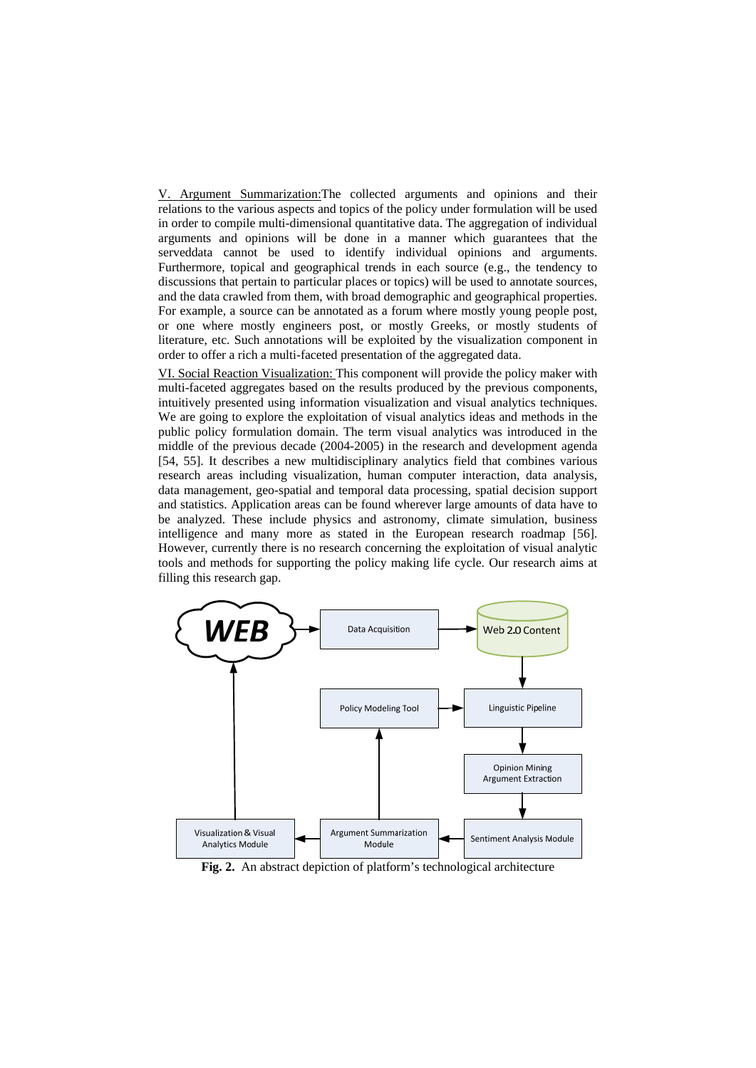V. Argument Summarization:The collected arguments and opinions and their relations to the various aspects and topics of the policy under formulation will be used in order to compile multi-dimensional quantitative data. The aggregation of individual arguments and opinions will be done in a manner which guarantees that the serveddata cannot be used to identify individual opinions and arguments. Furthermore, topical and geographical trends in each source (e.g., the tendency to discussions that pertain to particular places or topics) will be used to annotate sources, and the data crawled from them, with broad demographic and geographical properties. For example, a source can be annotated as a forum where mostly young people post, or one where mostly engineers post, or mostly Greeks, or mostly students of literature, etc. Such annotations will be exploited by the visualization component in order to offer a rich a multi-faceted presentation of the aggregated data.

VI. Social Reaction Visualization: This component will provide the policy maker with multi-faceted aggregates based on the results produced by the previous components, intuitively presented using information visualization and visual analytics techniques. We are going to explore the exploitation of visual analytics ideas and methods in the public policy formulation domain. The term visual analytics was introduced in the middle of the previous decade (2004-2005) in the research and development agenda [54, 55]. It describes a new multidisciplinary analytics field that combines various research areas including visualization, human computer interaction, data analysis, data management, geo-spatial and temporal data processing, spatial decision support and statistics. Application areas can be found wherever large amounts of data have to be analyzed. These include physics and astronomy, climate simulation, business intelligence and many more as stated in the European research roadmap [56]. However, currently there is no research concerning the exploitation of visual analytic tools and methods for supporting the policy making life cycle. Our research aims at filling this research gap.

**Fig. 2.** An abstract depiction of platform's technological architecture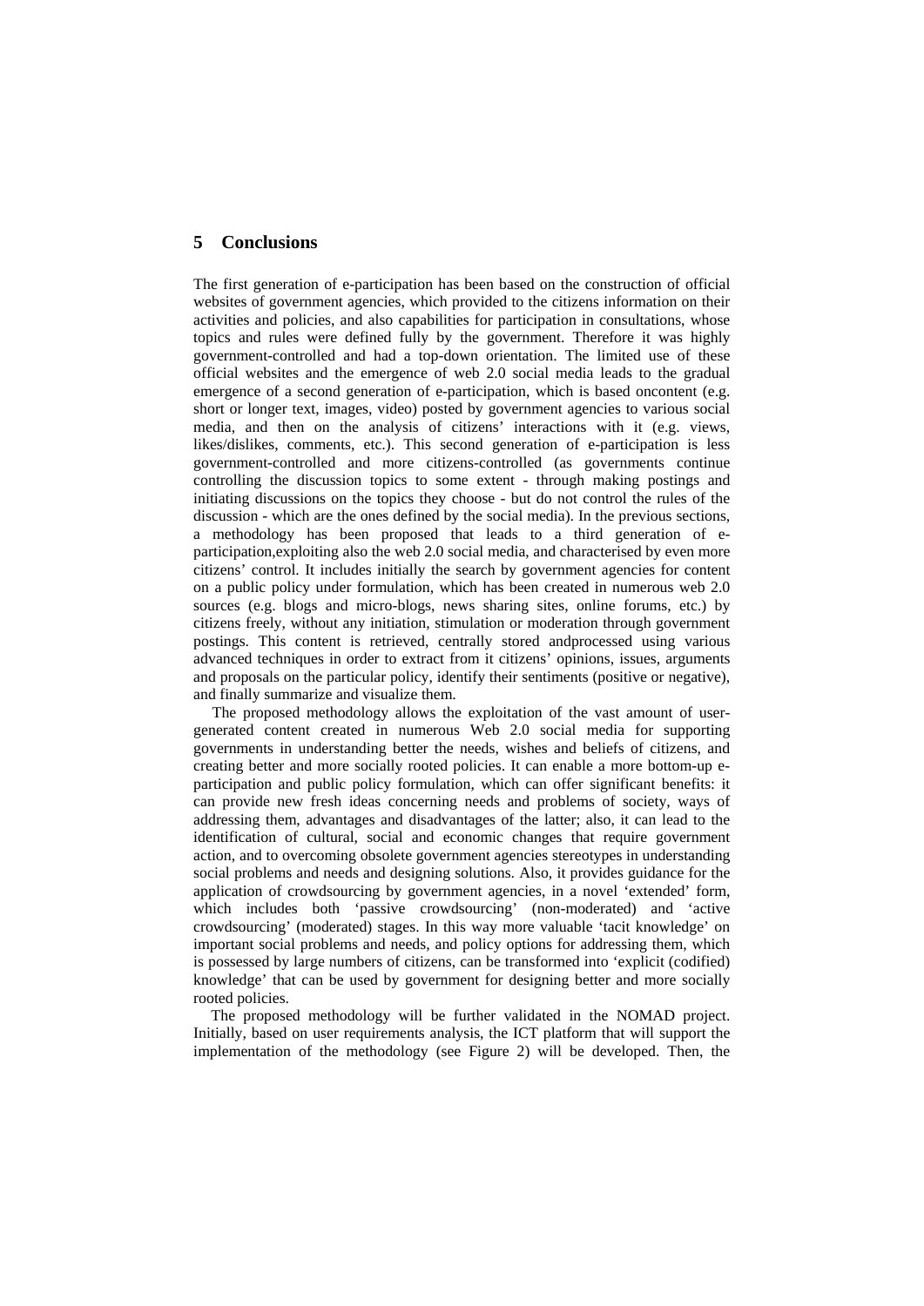## 5 Conclusions

The first generation of e-participation has been based on the construction of official websites of government agencies, which provided to the citizens information on their activities and policies, and also capabilities for participation in consultations, whose topics and rules were defined fully by the government. Therefore it was highly government-controlled and had a top-down orientation. The limited use of these official websites and the emergence of web 2.0 social media leads to the gradual emergence of a second generation of e-participation, which is based oncontent (e.g. short or longer text, images, video) posted by government agencies to various social media, and then on the analysis of citizens' interactions with it (e.g. views, likes/dislikes, comments, etc.). This second generation of e-participation is less government-controlled and more citizens-controlled (as governments continue controlling the discussion topics to some extent - through making postings and initiating discussions on the topics they choose - but do not control the rules of the discussion - which are the ones defined by the social media). In the previous sections, a methodology has been proposed that leads to a third generation of e-participation,exploiting also the web 2.0 social media, and characterised by even more citizens' control. It includes initially the search by government agencies for content on a public policy under formulation, which has been created in numerous web 2.0 sources (e.g. blogs and micro-blogs, news sharing sites, online forums, etc.) by citizens freely, without any initiation, stimulation or moderation through government postings. This content is retrieved, centrally stored andprocessed using various advanced techniques in order to extract from it citizens' opinions, issues, arguments and proposals on the particular policy, identify their sentiments (positive or negative), and finally summarize and visualize them.

The proposed methodology allows the exploitation of the vast amount of user-generated content created in numerous Web 2.0 social media for supporting governments in understanding better the needs, wishes and beliefs of citizens, and creating better and more socially rooted policies. It can enable a more bottom-up e-participation and public policy formulation, which can offer significant benefits: it can provide new fresh ideas concerning needs and problems of society, ways of addressing them, advantages and disadvantages of the latter; also, it can lead to the identification of cultural, social and economic changes that require government action, and to overcoming obsolete government agencies stereotypes in understanding social problems and needs and designing solutions. Also, it provides guidance for the application of crowdsourcing by government agencies, in a novel 'extended' form, which includes both 'passive crowdsourcing' (non-moderated) and 'active crowdsourcing' (moderated) stages. In this way more valuable 'tacit knowledge' on important social problems and needs, and policy options for addressing them, which is possessed by large numbers of citizens, can be transformed into 'explicit (codified) knowledge' that can be used by government for designing better and more socially rooted policies.

The proposed methodology will be further validated in the NOMAD project. Initially, based on user requirements analysis, the ICT platform that will support the implementation of the methodology (see Figure 2) will be developed. Then, the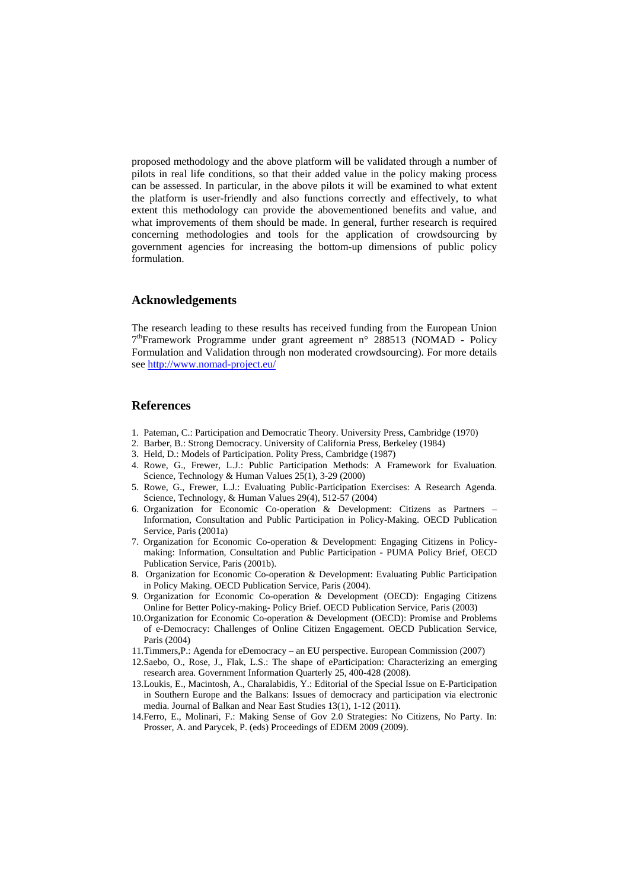proposed methodology and the above platform will be validated through a number of pilots in real life conditions, so that their added value in the policy making process can be assessed. In particular, in the above pilots it will be examined to what extent the platform is user-friendly and also functions correctly and effectively, to what extent this methodology can provide the abovementioned benefits and value, and what improvements of them should be made. In general, further research is required concerning methodologies and tools for the application of crowdsourcing by government agencies for increasing the bottom-up dimensions of public policy formulation.

## Acknowledgements

The research leading to these results has received funding from the European Union 7thFramework Programme under grant agreement n° 288513 (NOMAD - Policy Formulation and Validation through non moderated crowdsourcing). For more details see http://www.nomad-project.eu/

## References

1. Pateman, C.: Participation and Democratic Theory. University Press, Cambridge (1970)
2. Barber, B.: Strong Democracy. University of California Press, Berkeley (1984)
3. Held, D.: Models of Participation. Polity Press, Cambridge (1987)
4. Rowe, G., Frewer, L.J.: Public Participation Methods: A Framework for Evaluation. Science, Technology & Human Values 25(1), 3-29 (2000)
5. Rowe, G., Frewer, L.J.: Evaluating Public-Participation Exercises: A Research Agenda. Science, Technology, & Human Values 29(4), 512-57 (2004)
6. Organization for Economic Co-operation & Development: Citizens as Partners – Information, Consultation and Public Participation in Policy-Making. OECD Publication Service, Paris (2001a)
7. Organization for Economic Co-operation & Development: Engaging Citizens in Policy-making: Information, Consultation and Public Participation - PUMA Policy Brief, OECD Publication Service, Paris (2001b).
8. Organization for Economic Co-operation & Development: Evaluating Public Participation in Policy Making. OECD Publication Service, Paris (2004).
9. Organization for Economic Co-operation & Development (OECD): Engaging Citizens Online for Better Policy-making- Policy Brief. OECD Publication Service, Paris (2003)
10. Organization for Economic Co-operation & Development (OECD): Promise and Problems of e-Democracy: Challenges of Online Citizen Engagement. OECD Publication Service, Paris (2004)
11. Timmers,P.: Agenda for eDemocracy – an EU perspective. European Commission (2007)
12. Saebo, O., Rose, J., Flak, L.S.: The shape of eParticipation: Characterizing an emerging research area. Government Information Quarterly 25, 400-428 (2008).
13. Loukis, E., Macintosh, A., Charalabidis, Y.: Editorial of the Special Issue on E-Participation in Southern Europe and the Balkans: Issues of democracy and participation via electronic media. Journal of Balkan and Near East Studies 13(1), 1-12 (2011).
14. Ferro, E., Molinari, F.: Making Sense of Gov 2.0 Strategies: No Citizens, No Party. In: Prosser, A. and Parycek, P. (eds) Proceedings of EDEM 2009 (2009).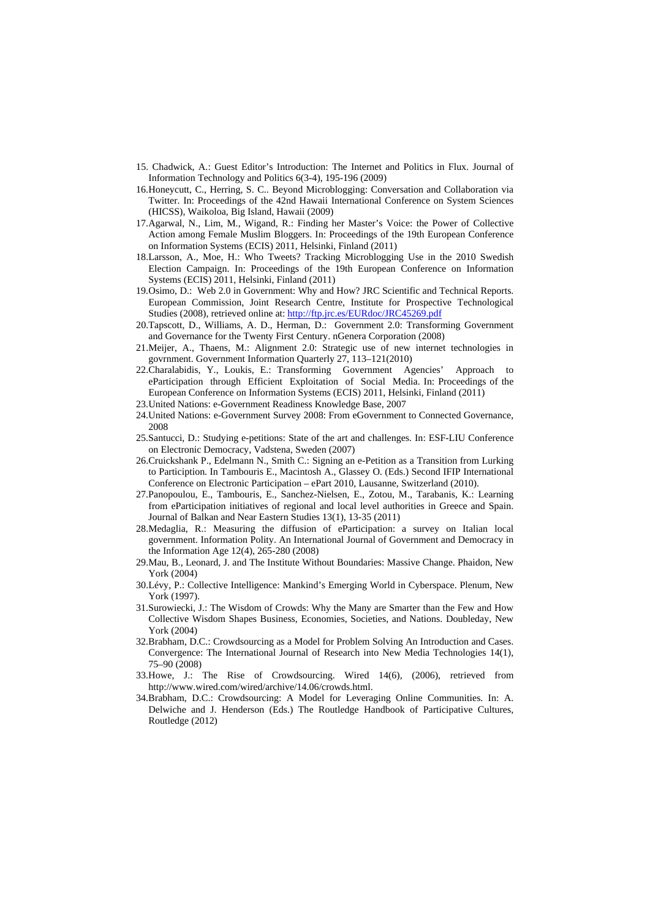15. Chadwick, A.: Guest Editor's Introduction: The Internet and Politics in Flux. Journal of Information Technology and Politics 6(3-4), 195-196 (2009)
16. Honeycutt, C., Herring, S. C.. Beyond Microblogging: Conversation and Collaboration via Twitter. In: Proceedings of the 42nd Hawaii International Conference on System Sciences (HICSS), Waikoloa, Big Island, Hawaii (2009)
17. Agarwal, N., Lim, M., Wigand, R.: Finding her Master's Voice: the Power of Collective Action among Female Muslim Bloggers. In: Proceedings of the 19th European Conference on Information Systems (ECIS) 2011, Helsinki, Finland (2011)
18. Larsson, A., Moe, H.: Who Tweets? Tracking Microblogging Use in the 2010 Swedish Election Campaign. In: Proceedings of the 19th European Conference on Information Systems (ECIS) 2011, Helsinki, Finland (2011)
19. Osimo, D.: Web 2.0 in Government: Why and How? JRC Scientific and Technical Reports. European Commission, Joint Research Centre, Institute for Prospective Technological Studies (2008), retrieved online at: http://ftp.jrc.es/EURdoc/JRC45269.pdf
20. Tapscott, D., Williams, A. D., Herman, D.: Government 2.0: Transforming Government and Governance for the Twenty First Century. nGenera Corporation (2008)
21. Meijer, A., Thaens, M.: Alignment 2.0: Strategic use of new internet technologies in govrnment. Government Information Quarterly 27, 113–121(2010)
22. Charalabidis, Y., Loukis, E.: Transforming Government Agencies' Approach to eParticipation through Efficient Exploitation of Social Media. In: Proceedings of the European Conference on Information Systems (ECIS) 2011, Helsinki, Finland (2011)
23. United Nations: e-Government Readiness Knowledge Base, 2007
24. United Nations: e-Government Survey 2008: From eGovernment to Connected Governance, 2008
25. Santucci, D.: Studying e-petitions: State of the art and challenges. In: ESF-LIU Conference on Electronic Democracy, Vadstena, Sweden (2007)
26. Cruickshank P., Edelmann N., Smith C.: Signing an e-Petition as a Transition from Lurking to Participation. In Tambouris E., Macintosh A., Glassey O. (Eds.) Second IFIP International Conference on Electronic Participation – ePart 2010, Lausanne, Switzerland (2010).
27. Panopoulou, E., Tambouris, E., Sanchez-Nielsen, E., Zotou, M., Tarabanis, K.: Learning from eParticipation initiatives of regional and local level authorities in Greece and Spain. Journal of Balkan and Near Eastern Studies 13(1), 13-35 (2011)
28. Medaglia, R.: Measuring the diffusion of eParticipation: a survey on Italian local government. Information Polity. An International Journal of Government and Democracy in the Information Age 12(4), 265-280 (2008)
29. Mau, B., Leonard, J. and The Institute Without Boundaries: Massive Change. Phaidon, New York (2004)
30. Lévy, P.: Collective Intelligence: Mankind's Emerging World in Cyberspace. Plenum, New York (1997).
31. Surowiecki, J.: The Wisdom of Crowds: Why the Many are Smarter than the Few and How Collective Wisdom Shapes Business, Economies, Societies, and Nations. Doubleday, New York (2004)
32. Brabham, D.C.: Crowdsourcing as a Model for Problem Solving An Introduction and Cases. Convergence: The International Journal of Research into New Media Technologies 14(1), 75–90 (2008)
33. Howe, J.: The Rise of Crowdsourcing. Wired 14(6), (2006), retrieved from http://www.wired.com/wired/archive/14.06/crowds.html.
34. Brabham, D.C.: Crowdsourcing: A Model for Leveraging Online Communities. In: A. Delwiche and J. Henderson (Eds.) The Routledge Handbook of Participative Cultures, Routledge (2012)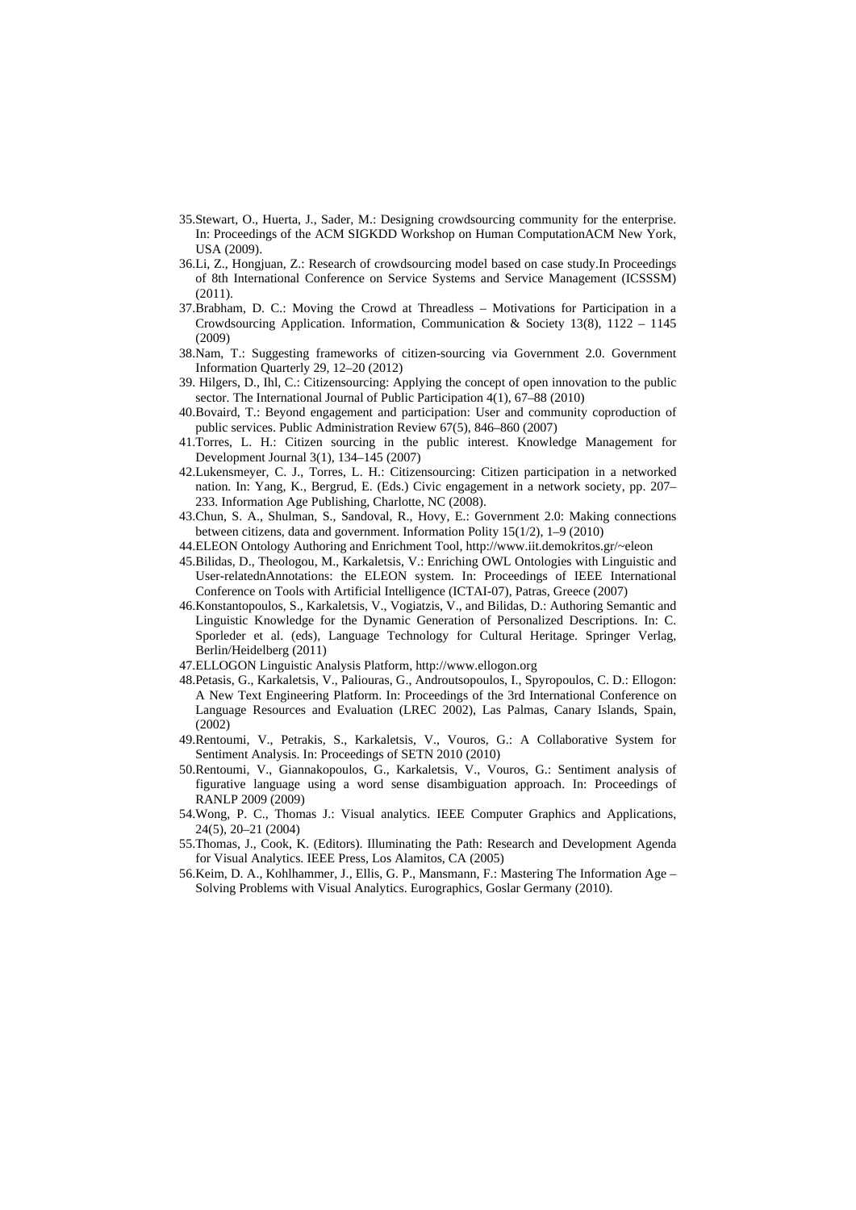35. Stewart, O., Huerta, J., Sader, M.: Designing crowdsourcing community for the enterprise. In: Proceedings of the ACM SIGKDD Workshop on Human ComputationACM New York, USA (2009).
36. Li, Z., Hongjuan, Z.: Research of crowdsourcing model based on case study.In Proceedings of 8th International Conference on Service Systems and Service Management (ICSSSM) (2011).
37. Brabham, D. C.: Moving the Crowd at Threadless – Motivations for Participation in a Crowdsourcing Application. Information, Communication & Society 13(8), 1122 – 1145 (2009)
38. Nam, T.: Suggesting frameworks of citizen-sourcing via Government 2.0. Government Information Quarterly 29, 12–20 (2012)
39. Hilgers, D., Ihl, C.: Citizensourcing: Applying the concept of open innovation to the public sector. The International Journal of Public Participation 4(1), 67–88 (2010)
40. Bovaird, T.: Beyond engagement and participation: User and community coproduction of public services. Public Administration Review 67(5), 846–860 (2007)
41. Torres, L. H.: Citizen sourcing in the public interest. Knowledge Management for Development Journal 3(1), 134–145 (2007)
42. Lukensmeyer, C. J., Torres, L. H.: Citizensourcing: Citizen participation in a networked nation. In: Yang, K., Bergrud, E. (Eds.) Civic engagement in a network society, pp. 207–233. Information Age Publishing, Charlotte, NC (2008).
43. Chun, S. A., Shulman, S., Sandoval, R., Hovy, E.: Government 2.0: Making connections between citizens, data and government. Information Polity 15(1/2), 1–9 (2010)
44. ELEON Ontology Authoring and Enrichment Tool, http://www.iit.demokritos.gr/~eleon
45. Bilidas, D., Theologou, M., Karkaletsis, V.: Enriching OWL Ontologies with Linguistic and User-relatednAnnotations: the ELEON system. In: Proceedings of IEEE International Conference on Tools with Artificial Intelligence (ICTAI-07), Patras, Greece (2007)
46. Konstantopoulos, S., Karkaletsis, V., Vogiatzis, V., and Bilidas, D.: Authoring Semantic and Linguistic Knowledge for the Dynamic Generation of Personalized Descriptions. In: C. Sporleder et al. (eds), Language Technology for Cultural Heritage. Springer Verlag, Berlin/Heidelberg (2011)
47. ELLOGON Linguistic Analysis Platform, http://www.ellogon.org
48. Petasis, G., Karkaletsis, V., Paliouras, G., Androutsopoulos, I., Spyropoulos, C. D.: Ellogon: A New Text Engineering Platform. In: Proceedings of the 3rd International Conference on Language Resources and Evaluation (LREC 2002), Las Palmas, Canary Islands, Spain, (2002)
49. Rentoumi, V., Petrakis, S., Karkaletsis, V., Vouros, G.: A Collaborative System for Sentiment Analysis. In: Proceedings of SETN 2010 (2010)
50. Rentoumi, V., Giannakopoulos, G., Karkaletsis, V., Vouros, G.: Sentiment analysis of figurative language using a word sense disambiguation approach. In: Proceedings of RANLP 2009 (2009)
54. Wong, P. C., Thomas J.: Visual analytics. IEEE Computer Graphics and Applications, 24(5), 20–21 (2004)
55. Thomas, J., Cook, K. (Editors). Illuminating the Path: Research and Development Agenda for Visual Analytics. IEEE Press, Los Alamitos, CA (2005)
56. Keim, D. A., Kohlhammer, J., Ellis, G. P., Mansmann, F.: Mastering The Information Age – Solving Problems with Visual Analytics. Eurographics, Goslar Germany (2010).